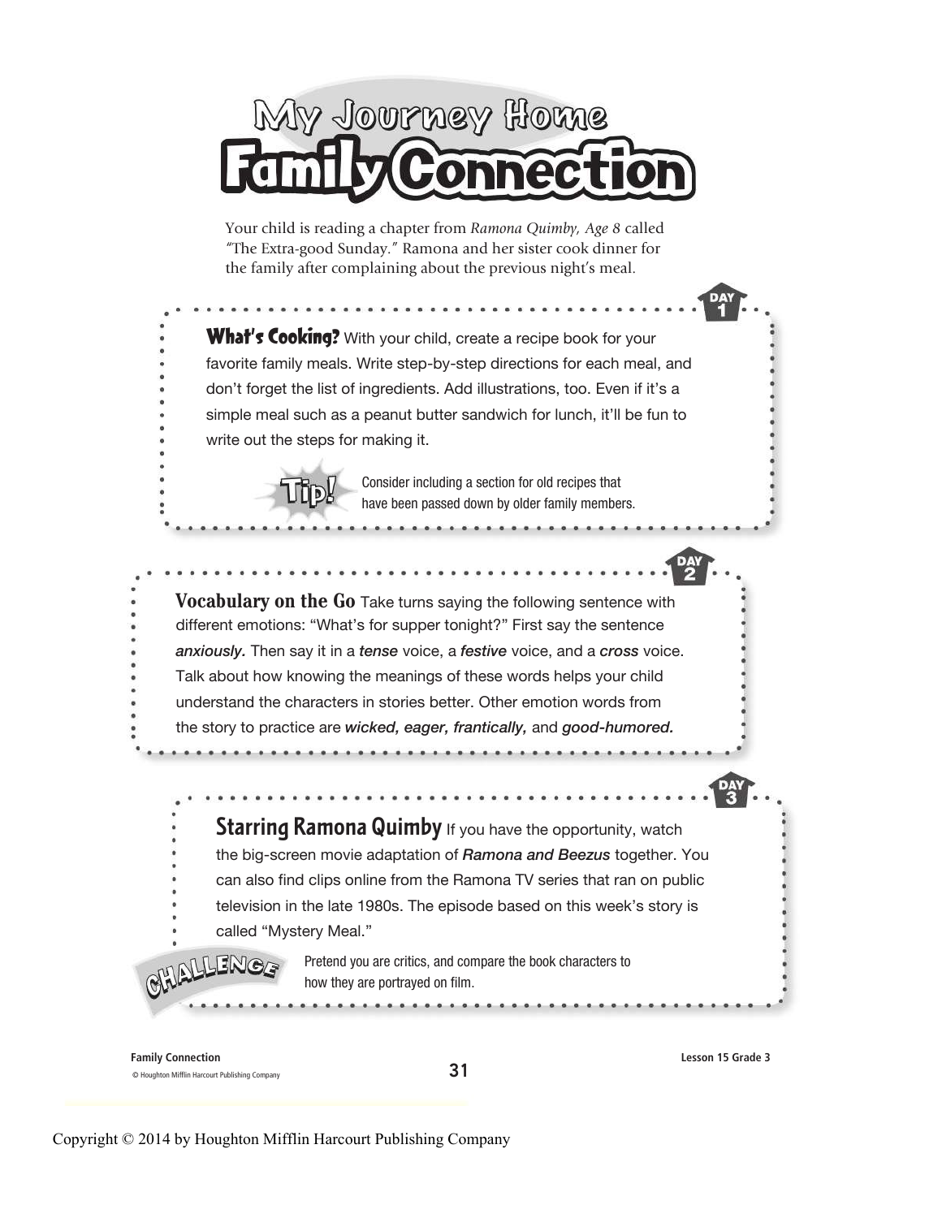# My Journey Home
# Family Connection

Your child is reading a chapter from *Ramona Quimby, Age 8* called "The Extra-good Sunday." Ramona and her sister cook dinner for the family after complaining about the previous night's meal.

**DAY 1**

**What's Cooking?** With your child, create a recipe book for your favorite family meals. Write step-by-step directions for each meal, and don't forget the list of ingredients. Add illustrations, too. Even if it's a simple meal such as a peanut butter sandwich for lunch, it'll be fun to write out the steps for making it.

**Tip!** Consider including a section for old recipes that have been passed down by older family members.

**DAY 2**

**Vocabulary on the Go** Take turns saying the following sentence with different emotions: "What's for supper tonight?" First say the sentence ***anxiously.*** Then say it in a ***tense*** voice, a ***festive*** voice, and a ***cross*** voice. Talk about how knowing the meanings of these words helps your child understand the characters in stories better. Other emotion words from the story to practice are ***wicked, eager, frantically,*** and ***good-humored.***

**DAY 3**

**Starring Ramona Quimby** If you have the opportunity, watch the big-screen movie adaptation of ***Ramona and Beezus*** together. You can also find clips online from the Ramona TV series that ran on public television in the late 1980s. The episode based on this week's story is called "Mystery Meal."

**CHALLENGE** Pretend you are critics, and compare the book characters to how they are portrayed on film.

Copyright © 2014 by Houghton Mifflin Harcourt Publishing Company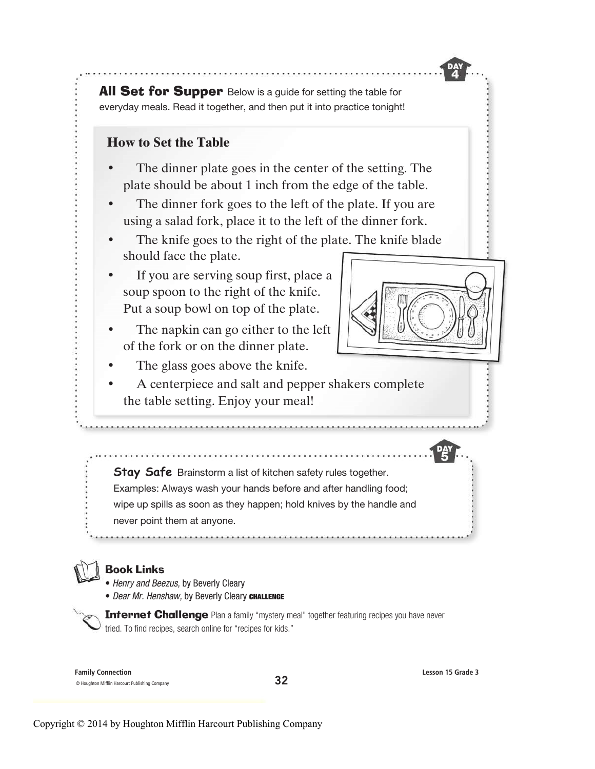DAY 4

**All Set for Supper** Below is a guide for setting the table for everyday meals. Read it together, and then put it into practice tonight!

### How to Set the Table

- The dinner plate goes in the center of the setting. The plate should be about 1 inch from the edge of the table.
- The dinner fork goes to the left of the plate. If you are using a salad fork, place it to the left of the dinner fork.
- The knife goes to the right of the plate. The knife blade should face the plate.
- If you are serving soup first, place a soup spoon to the right of the knife. Put a soup bowl on top of the plate.
- The napkin can go either to the left of the fork or on the dinner plate.
- The glass goes above the knife.
- A centerpiece and salt and pepper shakers complete the table setting. Enjoy your meal!

DAY 5

**Stay Safe** Brainstorm a list of kitchen safety rules together. Examples: Always wash your hands before and after handling food; wipe up spills as soon as they happen; hold knives by the handle and never point them at anyone.

**Book Links**

- *Henry and Beezus,* by Beverly Cleary
- *Dear Mr. Henshaw,* by Beverly Cleary CHALLENGE

**Internet Challenge** Plan a family "mystery meal" together featuring recipes you have never tried. To find recipes, search online for "recipes for kids."

Copyright © 2014 by Houghton Mifflin Harcourt Publishing Company